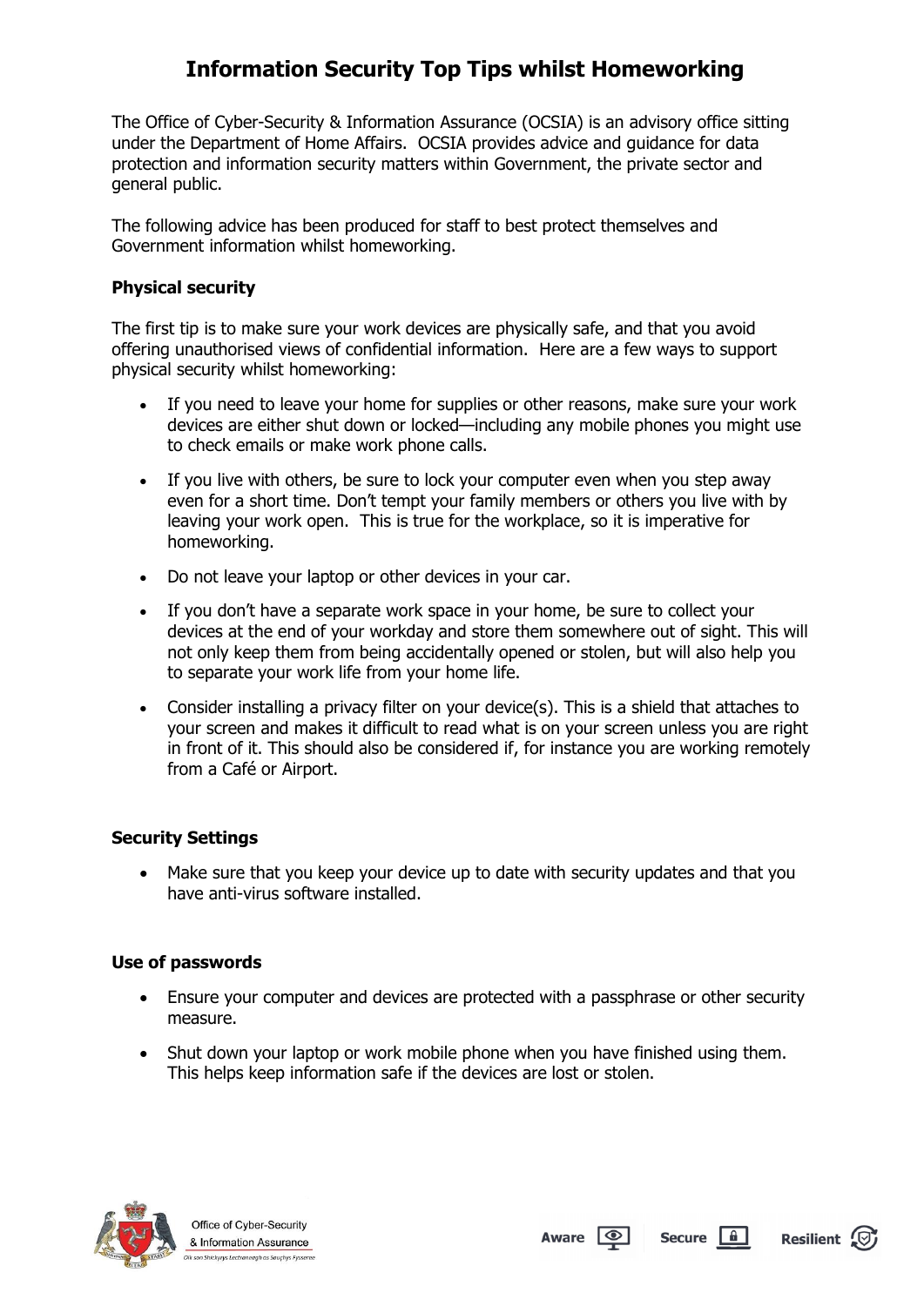# Information Security Top Tips whilst Homeworking

The Office of Cyber-Security & Information Assurance (OCSIA) is an advisory office sitting under the Department of Home Affairs. OCSIA provides advice and guidance for data protection and information security matters within Government, the private sector and general public.

The following advice has been produced for staff to best protect themselves and Government information whilst homeworking.

**Physical security**

The first tip is to make sure your work devices are physically safe, and that you avoid offering unauthorised views of confidential information. Here are a few ways to support physical security whilst homeworking:

- If you need to leave your home for supplies or other reasons, make sure your work devices are either shut down or locked—including any mobile phones you might use to check emails or make work phone calls.
- If you live with others, be sure to lock your computer even when you step away even for a short time. Don't tempt your family members or others you live with by leaving your work open. This is true for the workplace, so it is imperative for homeworking.
- Do not leave your laptop or other devices in your car.
- If you don't have a separate work space in your home, be sure to collect your devices at the end of your workday and store them somewhere out of sight. This will not only keep them from being accidentally opened or stolen, but will also help you to separate your work life from your home life.
- Consider installing a privacy filter on your device(s). This is a shield that attaches to your screen and makes it difficult to read what is on your screen unless you are right in front of it. This should also be considered if, for instance you are working remotely from a Café or Airport.

**Security Settings**

- Make sure that you keep your device up to date with security updates and that you have anti-virus software installed.

**Use of passwords**

- Ensure your computer and devices are protected with a passphrase or other security measure.
- Shut down your laptop or work mobile phone when you have finished using them. This helps keep information safe if the devices are lost or stolen.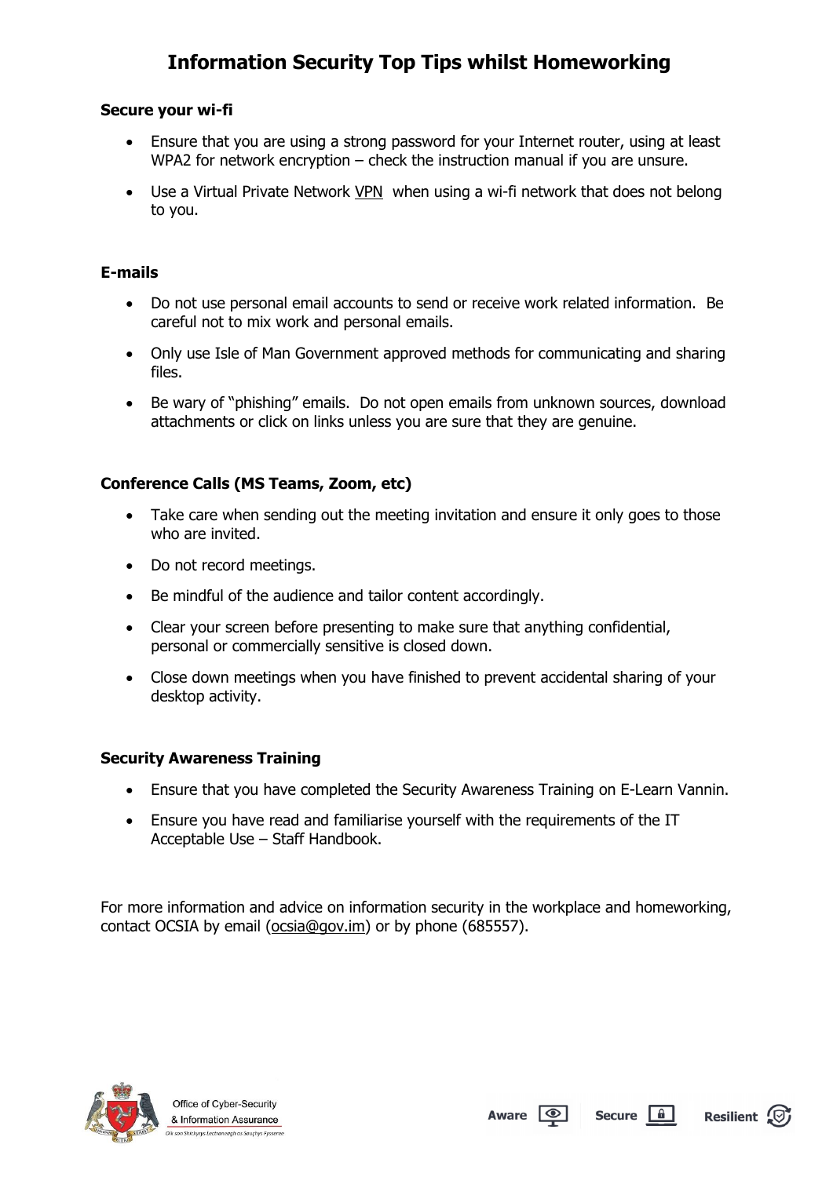# Information Security Top Tips whilst Homeworking

**Secure your wi-fi**

- Ensure that you are using a strong password for your Internet router, using at least WPA2 for network encryption – check the instruction manual if you are unsure.
- Use a Virtual Private Network VPN when using a wi-fi network that does not belong to you.

**E-mails**

- Do not use personal email accounts to send or receive work related information. Be careful not to mix work and personal emails.
- Only use Isle of Man Government approved methods for communicating and sharing files.
- Be wary of "phishing" emails. Do not open emails from unknown sources, download attachments or click on links unless you are sure that they are genuine.

**Conference Calls (MS Teams, Zoom, etc)**

- Take care when sending out the meeting invitation and ensure it only goes to those who are invited.
- Do not record meetings.
- Be mindful of the audience and tailor content accordingly.
- Clear your screen before presenting to make sure that anything confidential, personal or commercially sensitive is closed down.
- Close down meetings when you have finished to prevent accidental sharing of your desktop activity.

**Security Awareness Training**

- Ensure that you have completed the Security Awareness Training on E-Learn Vannin.
- Ensure you have read and familiarise yourself with the requirements of the IT Acceptable Use – Staff Handbook.

For more information and advice on information security in the workplace and homeworking, contact OCSIA by email (ocsia@gov.im) or by phone (685557).

Office of Cyber-Security & Information Assurance

Aware Secure Resilient